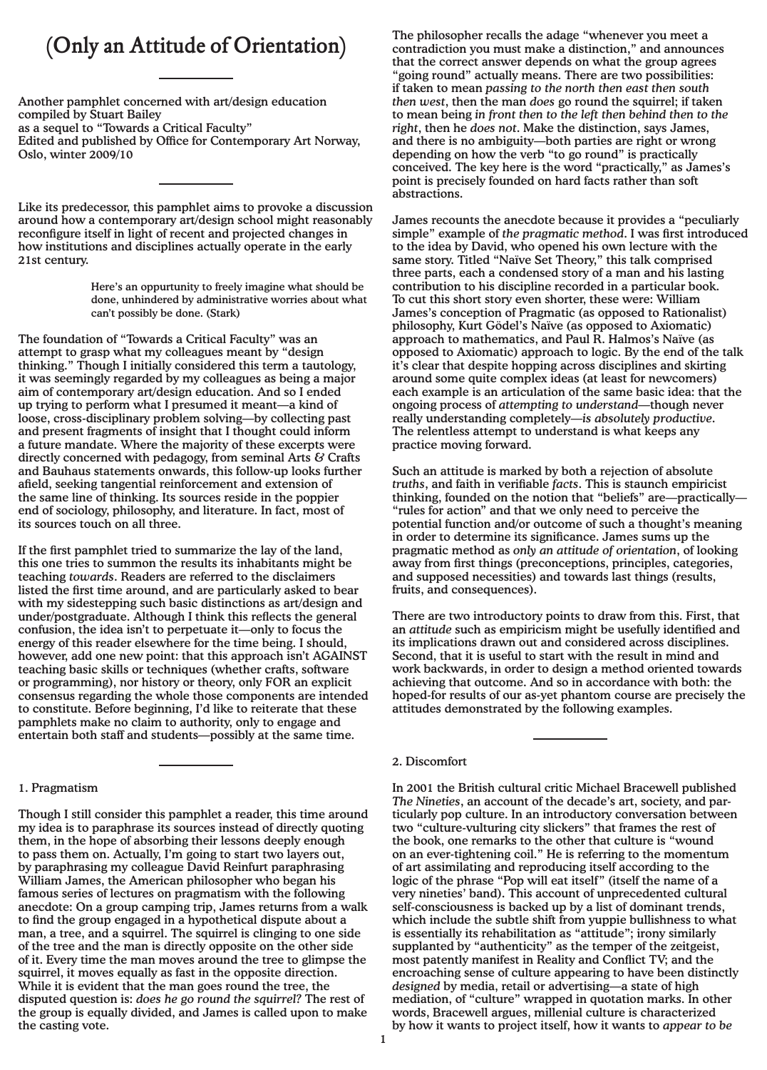# (Only an Attitude of Orientation)

Another pamphlet concerned with art/design education
compiled by Stuart Bailey
as a sequel to "Towards a Critical Faculty"
Edited and published by Office for Contemporary Art Norway, Oslo, winter 2009/10

Like its predecessor, this pamphlet aims to provoke a discussion around how a contemporary art/design school might reasonably reconfigure itself in light of recent and projected changes in how institutions and disciplines actually operate in the early 21st century.

> Here's an oppurtunity to freely imagine what should be done, unhindered by administrative worries about what can't possibly be done. (Stark)

The foundation of "Towards a Critical Faculty" was an attempt to grasp what my colleagues meant by "design thinking." Though I initially considered this term a tautology, it was seemingly regarded by my colleagues as being a major aim of contemporary art/design education. And so I ended up trying to perform what I presumed it meant—a kind of loose, cross-disciplinary problem solving—by collecting past and present fragments of insight that I thought could inform a future mandate. Where the majority of these excerpts were directly concerned with pedagogy, from seminal Arts & Crafts and Bauhaus statements onwards, this follow-up looks further afield, seeking tangential reinforcement and extension of the same line of thinking. Its sources reside in the poppier end of sociology, philosophy, and literature. In fact, most of its sources touch on all three.

If the first pamphlet tried to summarize the lay of the land, this one tries to summon the results its inhabitants might be teaching *towards*. Readers are referred to the disclaimers listed the first time around, and are particularly asked to bear with my sidestepping such basic distinctions as art/design and under/postgraduate. Although I think this reflects the general confusion, the idea isn't to perpetuate it—only to focus the energy of this reader elsewhere for the time being. I should, however, add one new point: that this approach isn't AGAINST teaching basic skills or techniques (whether crafts, software or programming), nor history or theory, only FOR an explicit consensus regarding the whole those components are intended to constitute. Before beginning, I'd like to reiterate that these pamphlets make no claim to authority, only to engage and entertain both staff and students—possibly at the same time.

## 1. Pragmatism

Though I still consider this pamphlet a reader, this time around my idea is to paraphrase its sources instead of directly quoting them, in the hope of absorbing their lessons deeply enough to pass them on. Actually, I'm going to start two layers out, by paraphrasing my colleague David Reinfurt paraphrasing William James, the American philosopher who began his famous series of lectures on pragmatism with the following anecdote: On a group camping trip, James returns from a walk to find the group engaged in a hypothetical dispute about a man, a tree, and a squirrel. The squirrel is clinging to one side of the tree and the man is directly opposite on the other side of it. Every time the man moves around the tree to glimpse the squirrel, it moves equally as fast in the opposite direction. While it is evident that the man goes round the tree, the disputed question is: *does he go round the squirrel?* The rest of the group is equally divided, and James is called upon to make the casting vote.

The philosopher recalls the adage "whenever you meet a contradiction you must make a distinction," and announces that the correct answer depends on what the group agrees "going round" actually means. There are two possibilities: if taken to mean *passing to the north then east then south then west*, then the man *does* go round the squirrel; if taken to mean being *in front then to the left then behind then to the right*, then he *does not*. Make the distinction, says James, and there is no ambiguity—both parties are right or wrong depending on how the verb "to go round" is practically conceived. The key here is the word "practically," as James's point is precisely founded on hard facts rather than soft abstractions.

James recounts the anecdote because it provides a "peculiarly simple" example of *the pragmatic method*. I was first introduced to the idea by David, who opened his own lecture with the same story. Titled "Naïve Set Theory," this talk comprised three parts, each a condensed story of a man and his lasting contribution to his discipline recorded in a particular book. To cut this short story even shorter, these were: William James's conception of Pragmatic (as opposed to Rationalist) philosophy, Kurt Gödel's Naïve (as opposed to Axiomatic) approach to mathematics, and Paul R. Halmos's Naïve (as opposed to Axiomatic) approach to logic. By the end of the talk it's clear that despite hopping across disciplines and skirting around some quite complex ideas (at least for newcomers) each example is an articulation of the same basic idea: that the ongoing process of *attempting to understand*—though never really understanding completely—*is absolutely productive*. The relentless attempt to understand is what keeps any practice moving forward.

Such an attitude is marked by both a rejection of absolute *truths*, and faith in verifiable *facts*. This is staunch empiricist thinking, founded on the notion that "beliefs" are—practically—"rules for action" and that we only need to perceive the potential function and/or outcome of such a thought's meaning in order to determine its significance. James sums up the pragmatic method as *only an attitude of orientation*, of looking away from first things (preconceptions, principles, categories, and supposed necessities) and towards last things (results, fruits, and consequences).

There are two introductory points to draw from this. First, that an *attitude* such as empiricism might be usefully identified and its implications drawn out and considered across disciplines. Second, that it is useful to start with the result in mind and work backwards, in order to design a method oriented towards achieving that outcome. And so in accordance with both: the hoped-for results of our as-yet phantom course are precisely the attitudes demonstrated by the following examples.

## 2. Discomfort

In 2001 the British cultural critic Michael Bracewell published *The Nineties*, an account of the decade's art, society, and particularly pop culture. In an introductory conversation between two "culture-vulturing city slickers" that frames the rest of the book, one remarks to the other that culture is "wound on an ever-tightening coil." He is referring to the momentum of art assimilating and reproducing itself according to the logic of the phrase "Pop will eat itself" (itself the name of a very nineties' band). This account of unprecedented cultural self-consciousness is backed up by a list of dominant trends, which include the subtle shift from yuppie bullishness to what is essentially its rehabilitation as "attitude"; irony similarly supplanted by "authenticity" as the temper of the zeitgeist, most patently manifest in Reality and Conflict TV; and the encroaching sense of culture appearing to have been distinctly *designed* by media, retail or advertising—a state of high mediation, of "culture" wrapped in quotation marks. In other words, Bracewell argues, millenial culture is characterized by how it wants to project itself, how it wants to *appear to be*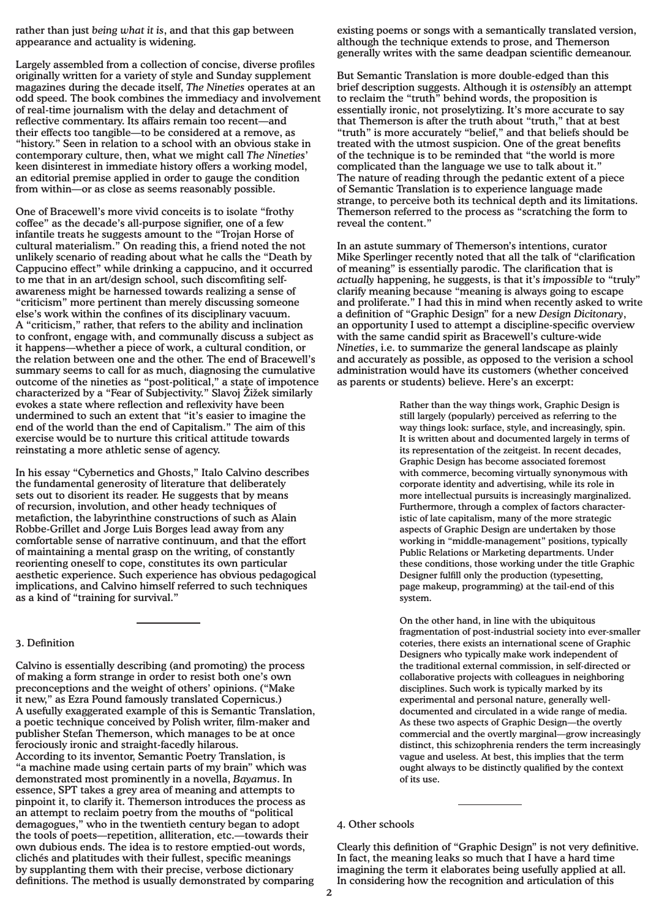rather than just *being what it is*, and that this gap between appearance and actuality is widening.

Largely assembled from a collection of concise, diverse profiles originally written for a variety of style and Sunday supplement magazines during the decade itself, *The Nineties* operates at an odd speed. The book combines the immediacy and involvement of real-time journalism with the delay and detachment of reflective commentary. Its affairs remain too recent—and their effects too tangible—to be considered at a remove, as "history." Seen in relation to a school with an obvious stake in contemporary culture, then, what we might call *The Nineties*' keen disinterest in immediate history offers a working model, an editorial premise applied in order to gauge the condition from within—or as close as seems reasonably possible.

One of Bracewell's more vivid conceits is to isolate "frothy coffee" as the decade's all-purpose signifier, one of a few infantile treats he suggests amount to the "Trojan Horse of cultural materialism." On reading this, a friend noted the not unlikely scenario of reading about what he calls the "Death by Cappucino effect" while drinking a cappucino, and it occurred to me that in an art/design school, such discomfiting self-awareness might be harnessed towards realizing a sense of "criticism" more pertinent than merely discussing someone else's work within the confines of its disciplinary vacuum. A "criticism," rather, that refers to the ability and inclination to confront, engage with, and communally discuss a subject as it happens—whether a piece of work, a cultural condition, or the relation between one and the other. The end of Bracewell's summary seems to call for as much, diagnosing the cumulative outcome of the nineties as "post-political," a state of impotence characterized by a "Fear of Subjectivity." Slavoj Žižek similarly evokes a state where reflection and reflexivity have been undermined to such an extent that "it's easier to imagine the end of the world than the end of Capitalism." The aim of this exercise would be to nurture this critical attitude towards reinstating a more athletic sense of agency.

In his essay "Cybernetics and Ghosts," Italo Calvino describes the fundamental generosity of literature that deliberately sets out to disorient its reader. He suggests that by means of recursion, involution, and other heady techniques of metafiction, the labyrinthine constructions of such as Alain Robbe-Grillet and Jorge Luis Borges lead away from any comfortable sense of narrative continuum, and that the effort of maintaining a mental grasp on the writing, of constantly reorienting oneself to cope, constitutes its own particular aesthetic experience. Such experience has obvious pedagogical implications, and Calvino himself referred to such techniques as a kind of "training for survival."

---

## 3. Definition

Calvino is essentially describing (and promoting) the process of making a form strange in order to resist both one's own preconceptions and the weight of others' opinions. ("Make it new," as Ezra Pound famously translated Copernicus.) A usefully exaggerated example of this is Semantic Translation, a poetic technique conceived by Polish writer, film-maker and publisher Stefan Themerson, which manages to be at once ferociously ironic and straight-facedly hilarious. According to its inventor, Semantic Poetry Translation, is "a machine made using certain parts of my brain" which was demonstrated most prominently in a novella, *Bayamus*. In essence, SPT takes a grey area of meaning and attempts to pinpoint it, to clarify it. Themerson introduces the process as an attempt to reclaim poetry from the mouths of "political demagogues," who in the twentieth century began to adopt the tools of poets—repetition, alliteration, etc.—towards their own dubious ends. The idea is to restore emptied-out words, clichés and platitudes with their fullest, specific meanings by supplanting them with their precise, verbose dictionary definitions. The method is usually demonstrated by comparing existing poems or songs with a semantically translated version, although the technique extends to prose, and Themerson generally writes with the same deadpan scientific demeanour.

But Semantic Translation is more double-edged than this brief description suggests. Although it is *ostensibly* an attempt to reclaim the "truth" behind words, the proposition is essentially ironic, not proselytizing. It's more accurate to say that Themerson is after the truth about "truth," that at best "truth" is more accurately "belief," and that beliefs should be treated with the utmost suspicion. One of the great benefits of the technique is to be reminded that "the world is more complicated than the language we use to talk about it." The nature of reading through the pedantic extent of a piece of Semantic Translation is to experience language made strange, to perceive both its technical depth and its limitations. Themerson referred to the process as "scratching the form to reveal the content."

In an astute summary of Themerson's intentions, curator Mike Sperlinger recently noted that all the talk of "clarification of meaning" is essentially parodic. The clarification that is *actually* happening, he suggests, is that it's *impossible* to "truly" clarify meaning because "meaning is always going to escape and proliferate." I had this in mind when recently asked to write a definition of "Graphic Design" for a new *Design Dicitonary*, an opportunity I used to attempt a discipline-specific overview with the same candid spirit as Bracewell's culture-wide *Nineties*, i.e. to summarize the general landscape as plainly and accurately as possible, as opposed to the verision a school administration would have its customers (whether conceived as parents or students) believe. Here's an excerpt:

> Rather than the way things work, Graphic Design is still largely (popularly) perceived as referring to the way things look: surface, style, and increasingly, spin. It is written about and documented largely in terms of its representation of the zeitgeist. In recent decades, Graphic Design has become associated foremost with commerce, becoming virtually synonymous with corporate identity and advertising, while its role in more intellectual pursuits is increasingly marginalized. Furthermore, through a complex of factors characteristic of late capitalism, many of the more strategic aspects of Graphic Design are undertaken by those working in "middle-management" positions, typically Public Relations or Marketing departments. Under these conditions, those working under the title Graphic Designer fulfill only the production (typesetting, page makeup, programming) at the tail-end of this system.
>
> On the other hand, in line with the ubiquitous fragmentation of post-industrial society into ever-smaller coteries, there exists an international scene of Graphic Designers who typically make work independent of the traditional external commission, in self-directed or collaborative projects with colleagues in neighboring disciplines. Such work is typically marked by its experimental and personal nature, generally well-documented and circulated in a wide range of media. As these two aspects of Graphic Design—the overtly commercial and the overtly marginal—grow increasingly distinct, this schizophrenia renders the term increasingly vague and useless. At best, this implies that the term ought always to be distinctly qualified by the context of its use.

---

## 4. Other schools

Clearly this definition of "Graphic Design" is not very definitive. In fact, the meaning leaks so much that I have a hard time imagining the term it elaborates being usefully applied at all. In considering how the recognition and articulation of this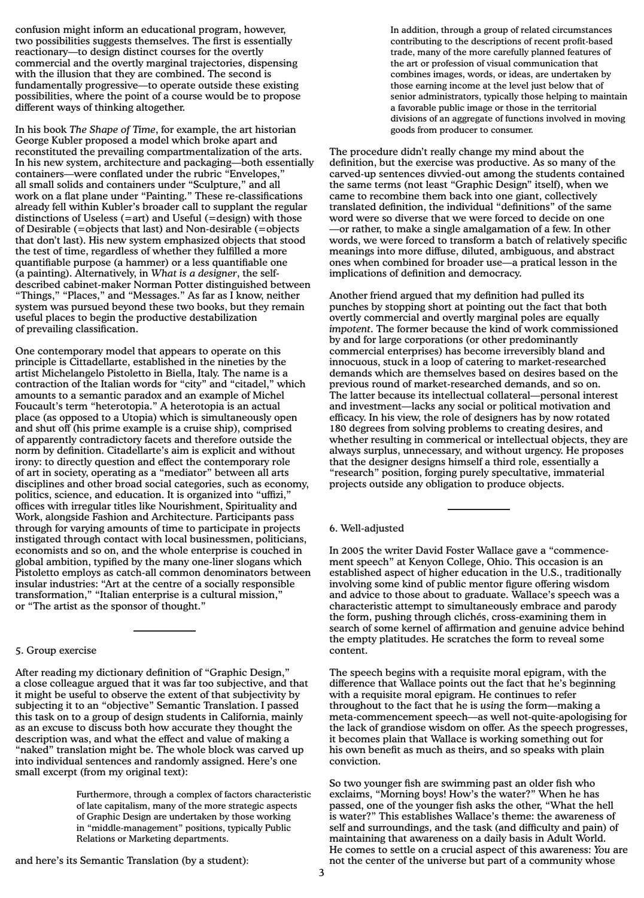confusion might inform an educational program, however, two possibilities suggests themselves. The first is essentially reactionary—to design distinct courses for the overtly commercial and the overtly marginal trajectories, dispensing with the illusion that they are combined. The second is fundamentally progressive—to operate outside these existing possibilities, where the point of a course would be to propose different ways of thinking altogether.

In his book *The Shape of Time*, for example, the art historian George Kubler proposed a model which broke apart and reconstituted the prevailing compartmentalization of the arts. In his new system, architecture and packaging—both essentially containers—were conflated under the rubric "Envelopes," all small solids and containers under "Sculpture," and all work on a flat plane under "Painting." These re-classifications already fell within Kubler's broader call to supplant the regular distinctions of Useless (=art) and Useful (=design) with those of Desirable (=objects that last) and Non-desirable (=objects that don't last). His new system emphasized objects that stood the test of time, regardless of whether they fulfilled a more quantifiable purpose (a hammer) or a less quantifiable one (a painting). Alternatively, in *What is a designer*, the self-described cabinet-maker Norman Potter distinguished between "Things," "Places," and "Messages." As far as I know, neither system was pursued beyond these two books, but they remain useful places to begin the productive destabilization of prevailing classification.

One contemporary model that appears to operate on this principle is Cittadellarte, established in the nineties by the artist Michelangelo Pistoletto in Biella, Italy. The name is a contraction of the Italian words for "city" and "citadel," which amounts to a semantic paradox and an example of Michel Foucault's term "heterotopia." A heterotopia is an actual place (as opposed to a Utopia) which is simultaneously open and shut off (his prime example is a cruise ship), comprised of apparently contradictory facets and therefore outside the norm by definition. Citadellarte's aim is explicit and without irony: to directly question and effect the contemporary role of art in society, operating as a "mediator" between all arts disciplines and other broad social categories, such as economy, politics, science, and education. It is organized into "uffizi," offices with irregular titles like Nourishment, Spirituality and Work, alongside Fashion and Architecture. Participants pass through for varying amounts of time to participate in projects instigated through contact with local businessmen, politicians, economists and so on, and the whole enterprise is couched in global ambition, typified by the many one-liner slogans which Pistoletto employs as catch-all common denominators between insular industries: "Art at the centre of a socially responsible transformation," "Italian enterprise is a cultural mission," or "The artist as the sponsor of thought."

---

5. Group exercise

After reading my dictionary definition of "Graphic Design," a close colleague argued that it was far too subjective, and that it might be useful to observe the extent of that subjectivity by subjecting it to an "objective" Semantic Translation. I passed this task on to a group of design students in California, mainly as an excuse to discuss both how accurate they thought the description was, and what the effect and value of making a "naked" translation might be. The whole block was carved up into individual sentences and randomly assigned. Here's one small excerpt (from my original text):

> Furthermore, through a complex of factors characteristic of late capitalism, many of the more strategic aspects of Graphic Design are undertaken by those working in "middle-management" positions, typically Public Relations or Marketing departments.

and here's its Semantic Translation (by a student):

> In addition, through a group of related circumstances contributing to the descriptions of recent profit-based trade, many of the more carefully planned features of the art or profession of visual communication that combines images, words, or ideas, are undertaken by those earning income at the level just below that of senior administrators, typically those helping to maintain a favorable public image or those in the territorial divisions of an aggregate of functions involved in moving goods from producer to consumer.

The procedure didn't really change my mind about the definition, but the exercise was productive. As so many of the carved-up sentences divvied-out among the students contained the same terms (not least "Graphic Design" itself), when we came to recombine them back into one giant, collectively translated definition, the individual "definitions" of the same word were so diverse that we were forced to decide on one—or rather, to make a single amalgamation of a few. In other words, we were forced to transform a batch of relatively specific meanings into more diffuse, diluted, ambiguous, and abstract ones when combined for broader use—a pratical lesson in the implications of definition and democracy.

Another friend argued that my definition had pulled its punches by stopping short at pointing out the fact that both overtly commercial and overtly marginal poles are equally *impotent*. The former because the kind of work commissioned by and for large corporations (or other predominantly commercial enterprises) has become irreversibly bland and innocuous, stuck in a loop of catering to market-researched demands which are themselves based on desires based on the previous round of market-researched demands, and so on. The latter because its intellectual collateral—personal interest and investment—lacks any social or political motivation and efficacy. In his view, the role of designers has by now rotated 180 degrees from solving problems to creating desires, and whether resulting in commerical or intellectual objects, they are always surplus, unnecessary, and without urgency. He proposes that the designer designs himself a third role, essentially a "research" position, forging purely speculative, immaterial projects outside any obligation to produce objects.

---

6. Well-adjusted

In 2005 the writer David Foster Wallace gave a "commence-ment speech" at Kenyon College, Ohio. This occasion is an established aspect of higher education in the U.S., traditionally involving some kind of public mentor figure offering wisdom and advice to those about to graduate. Wallace's speech was a characteristic attempt to simultaneously embrace and parody the form, pushing through clichés, cross-examining them in search of some kernel of affirmation and genuine advice behind the empty platitudes. He scratches the form to reveal some content.

The speech begins with a requisite moral epigram, with the difference that Wallace points out the fact that he's beginning with a requisite moral epigram. He continues to refer throughout to the fact that he is *using* the form—making a meta-commencement speech—as well not-quite-apologising for the lack of grandiose wisdom on offer. As the speech progresses, it becomes plain that Wallace is working something out for his own benefit as much as theirs, and so speaks with plain conviction.

So two younger fish are swimming past an older fish who exclaims, "Morning boys! How's the water?" When he has passed, one of the younger fish asks the other, "What the hell is water?" This establishes Wallace's theme: the awareness of self and surroundings, and the task (and difficulty and pain) of maintaining that awareness on a daily basis in Adult World. He comes to settle on a crucial aspect of this awareness: *You* are not the center of the universe but part of a community whose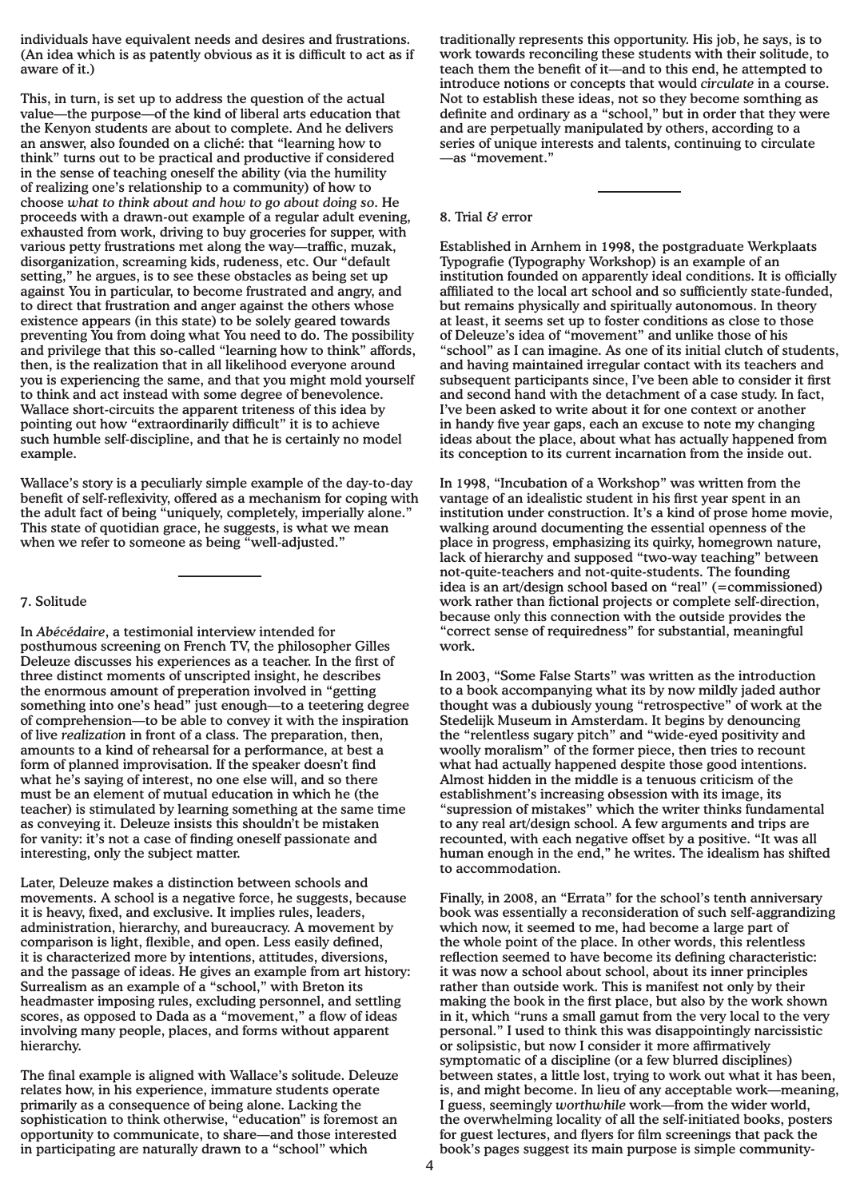individuals have equivalent needs and desires and frustrations. (An idea which is as patently obvious as it is difficult to act as if aware of it.)

This, in turn, is set up to address the question of the actual value—the purpose—of the kind of liberal arts education that the Kenyon students are about to complete. And he delivers an answer, also founded on a cliché: that "learning how to think" turns out to be practical and productive if considered in the sense of teaching oneself the ability (via the humility of realizing one's relationship to a community) of how to choose *what to think about and how to go about doing so*. He proceeds with a drawn-out example of a regular adult evening, exhausted from work, driving to buy groceries for supper, with various petty frustrations met along the way—traffic, muzak, disorganization, screaming kids, rudeness, etc. Our "default setting," he argues, is to see these obstacles as being set up against You in particular, to become frustrated and angry, and to direct that frustration and anger against the others whose existence appears (in this state) to be solely geared towards preventing You from doing what You need to do. The possibility and privilege that this so-called "learning how to think" affords, then, is the realization that in all likelihood everyone around you is experiencing the same, and that you might mold yourself to think and act instead with some degree of benevolence. Wallace short-circuits the apparent triteness of this idea by pointing out how "extraordinarily difficult" it is to achieve such humble self-discipline, and that he is certainly no model example.

Wallace's story is a peculiarly simple example of the day-to-day benefit of self-reflexivity, offered as a mechanism for coping with the adult fact of being "uniquely, completely, imperially alone." This state of quotidian grace, he suggests, is what we mean when we refer to someone as being "well-adjusted."

---

## 7. Solitude

In *Abécédaire*, a testimonial interview intended for posthumous screening on French TV, the philosopher Gilles Deleuze discusses his experiences as a teacher. In the first of three distinct moments of unscripted insight, he describes the enormous amount of preperation involved in "getting something into one's head" just enough—to a teetering degree of comprehension—to be able to convey it with the inspiration of live *realization* in front of a class. The preparation, then, amounts to a kind of rehearsal for a performance, at best a form of planned improvisation. If the speaker doesn't find what he's saying of interest, no one else will, and so there must be an element of mutual education in which he (the teacher) is stimulated by learning something at the same time as conveying it. Deleuze insists this shouldn't be mistaken for vanity: it's not a case of finding oneself passionate and interesting, only the subject matter.

Later, Deleuze makes a distinction between schools and movements. A school is a negative force, he suggests, because it is heavy, fixed, and exclusive. It implies rules, leaders, administration, hierarchy, and bureaucracy. A movement by comparison is light, flexible, and open. Less easily defined, it is characterized more by intentions, attitudes, diversions, and the passage of ideas. He gives an example from art history: Surrealism as an example of a "school," with Breton its headmaster imposing rules, excluding personnel, and settling scores, as opposed to Dada as a "movement," a flow of ideas involving many people, places, and forms without apparent hierarchy.

The final example is aligned with Wallace's solitude. Deleuze relates how, in his experience, immature students operate primarily as a consequence of being alone. Lacking the sophistication to think otherwise, "education" is foremost an opportunity to communicate, to share—and those interested in participating are naturally drawn to a "school" which traditionally represents this opportunity. His job, he says, is to work towards reconciling these students with their solitude, to teach them the benefit of it—and to this end, he attempted to introduce notions or concepts that would *circulate* in a course. Not to establish these ideas, not so they become somthing as definite and ordinary as a "school," but in order that they were and are perpetually manipulated by others, according to a series of unique interests and talents, continuing to circulate —as "movement."

---

## 8. Trial & error

Established in Arnhem in 1998, the postgraduate Werkplaats Typografie (Typography Workshop) is an example of an institution founded on apparently ideal conditions. It is officially affiliated to the local art school and so sufficiently state-funded, but remains physically and spiritually autonomous. In theory at least, it seems set up to foster conditions as close to those of Deleuze's idea of "movement" and unlike those of his "school" as I can imagine. As one of its initial clutch of students, and having maintained irregular contact with its teachers and subsequent participants since, I've been able to consider it first and second hand with the detachment of a case study. In fact, I've been asked to write about it for one context or another in handy five year gaps, each an excuse to note my changing ideas about the place, about what has actually happened from its conception to its current incarnation from the inside out.

In 1998, "Incubation of a Workshop" was written from the vantage of an idealistic student in his first year spent in an institution under construction. It's a kind of prose home movie, walking around documenting the essential openness of the place in progress, emphasizing its quirky, homegrown nature, lack of hierarchy and supposed "two-way teaching" between not-quite-teachers and not-quite-students. The founding idea is an art/design school based on "real" (=commissioned) work rather than fictional projects or complete self-direction, because only this connection with the outside provides the "correct sense of requiredness" for substantial, meaningful work.

In 2003, "Some False Starts" was written as the introduction to a book accompanying what its by now mildly jaded author thought was a dubiously young "retrospective" of work at the Stedelijk Museum in Amsterdam. It begins by denouncing the "relentless sugary pitch" and "wide-eyed positivity and woolly moralism" of the former piece, then tries to recount what had actually happened despite those good intentions. Almost hidden in the middle is a tenuous criticism of the establishment's increasing obsession with its image, its "supression of mistakes" which the writer thinks fundamental to any real art/design school. A few arguments and trips are recounted, with each negative offset by a positive. "It was all human enough in the end," he writes. The idealism has shifted to accommodation.

Finally, in 2008, an "Errata" for the school's tenth anniversary book was essentially a reconsideration of such self-aggrandizing which now, it seemed to me, had become a large part of the whole point of the place. In other words, this relentless reflection seemed to have become its defining characteristic: it was now a school about school, about its inner principles rather than outside work. This is manifest not only by their making the book in the first place, but also by the work shown in it, which "runs a small gamut from the very local to the very personal." I used to think this was disappointingly narcissistic or solipsistic, but now I consider it more affirmatively symptomatic of a discipline (or a few blurred disciplines) between states, a little lost, trying to work out what it has been, is, and might become. In lieu of any acceptable work—meaning, I guess, seemingly *worthwhile* work—from the wider world, the overwhelming locality of all the self-initiated books, posters for guest lectures, and flyers for film screenings that pack the book's pages suggest its main purpose is simple community-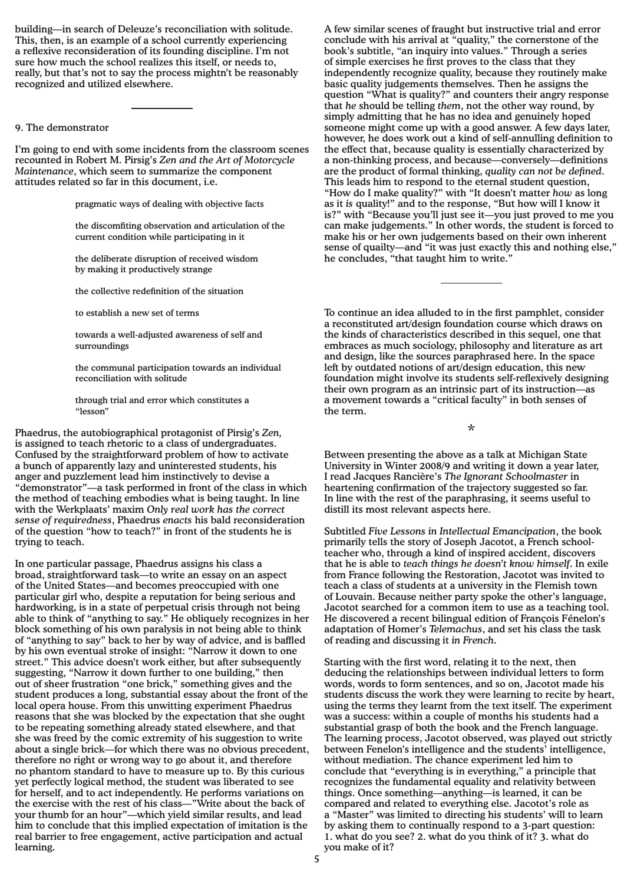building—in search of Deleuze's reconciliation with solitude. This, then, is an example of a school currently experiencing a reflexive reconsideration of its founding discipline. I'm not sure how much the school realizes this itself, or needs to, really, but that's not to say the process mightn't be reasonably recognized and utilized elsewhere.

---

## 9. The demonstrator

I'm going to end with some incidents from the classroom scenes recounted in Robert M. Pirsig's *Zen and the Art of Motorcycle Maintenance*, which seem to summarize the component attitudes related so far in this document, i.e.

> pragmatic ways of dealing with objective facts
>
> the discomfiting observation and articulation of the current condition while participating in it
>
> the deliberate disruption of received wisdom by making it productively strange
>
> the collective redefinition of the situation
>
> to establish a new set of terms
>
> towards a well-adjusted awareness of self and surroundings
>
> the communal participation towards an individual reconciliation with solitude
>
> through trial and error which constitutes a "lesson"

Phaedrus, the autobiographical protagonist of Pirsig's *Zen,* is assigned to teach rhetoric to a class of undergraduates. Confused by the straightforward problem of how to activate a bunch of apparently lazy and uninterested students, his anger and puzzlement lead him instinctively to devise a "demonstrator"—a task performed in front of the class in which the method of teaching embodies what is being taught. In line with the Werkplaats' maxim *Only real work has the correct sense of requiredness*, Phaedrus *enacts* his bald reconsideration of the question "how to teach?" in front of the students he is trying to teach.

In one particular passage, Phaedrus assigns his class a broad, straightforward task—to write an essay on an aspect of the United States—and becomes preoccupied with one particular girl who, despite a reputation for being serious and hardworking, is in a state of perpetual crisis through not being able to think of "anything to say." He obliquely recognizes in her block something of his own paralysis in not being able to think of "anything to say" back to her by way of advice, and is baffled by his own eventual stroke of insight: "Narrow it down to one street." This advice doesn't work either, but after subsequently suggesting, "Narrow it down further to one building," then out of sheer frustration "one brick," something gives and the student produces a long, substantial essay about the front of the local opera house. From this unwitting experiment Phaedrus reasons that she was blocked by the expectation that she ought to be repeating something already stated elsewhere, and that she was freed by the comic extremity of his suggestion to write about a single brick—for which there was no obvious precedent, therefore no right or wrong way to go about it, and therefore no phantom standard to have to measure up to. By this curious yet perfectly logical method, the student was liberated to see for herself, and to act independently. He performs variations on the exercise with the rest of his class—"Write about the back of your thumb for an hour"—which yield similar results, and lead him to conclude that this implied expectation of imitation is the real barrier to free engagement, active participation and actual learning.

A few similar scenes of fraught but instructive trial and error conclude with his arrival at "quality," the cornerstone of the book's subtitle, "an inquiry into values." Through a series of simple exercises he first proves to the class that they independently recognize quality, because they routinely make basic quality judgements themselves. Then he assigns the question "What is quality?" and counters their angry response that *he* should be telling *them*, not the other way round, by simply admitting that he has no idea and genuinely hoped someone might come up with a good answer. A few days later, however, he does work out a kind of self-annulling definition to the effect that, because quality is essentially characterized by a non-thinking process, and because—conversely—definitions are the product of formal thinking, *quality can not be defined*. This leads him to respond to the eternal student question, "How do I make quality?" with "It doesn't matter *how* as long as it *is* quality!" and to the response, "But how will I know it is?" with "Because you'll just see it—you just proved to me you can make judgements." In other words, the student is forced to make his or her own judgements based on their own inherent sense of quailty—and "it was just exactly this and nothing else," he concludes, "that taught him to write."

---

To continue an idea alluded to in the first pamphlet, consider a reconstituted art/design foundation course which draws on the kinds of characteristics described in this sequel, one that embraces as much sociology, philosophy and literature as art and design, like the sources paraphrased here. In the space left by outdated notions of art/design education, this new foundation might involve its students self-reflexively designing their own program as an intrinsic part of its instruction—as a movement towards a "critical faculty" in both senses of the term.

*

Between presenting the above as a talk at Michigan State University in Winter 2008/9 and writing it down a year later, I read Jacques Rancière's *The Ignorant Schoolmaster* in heartening confirmation of the trajectory suggested so far. In line with the rest of the paraphrasing, it seems useful to distill its most relevant aspects here.

Subtitled *Five Lessons in Intellectual Emancipation*, the book primarily tells the story of Joseph Jacotot, a French schoolteacher who, through a kind of inspired accident, discovers that he is able to *teach things he doesn't know himself*. In exile from France following the Restoration, Jacotot was invited to teach a class of students at a university in the Flemish town of Louvain. Because neither party spoke the other's language, Jacotot searched for a common item to use as a teaching tool. He discovered a recent bilingual edition of François Fénelon's adaptation of Homer's *Telemachus*, and set his class the task of reading and discussing it *in French*.

Starting with the first word, relating it to the next, then deducing the relationships between individual letters to form words, words to form sentences, and so on, Jacotot made his students discuss the work they were learning to recite by heart, using the terms they learnt from the text itself. The experiment was a success: within a couple of months his students had a substantial grasp of both the book and the French language. The learning process, Jacotot observed, was played out strictly between Fenelon's intelligence and the students' intelligence, without mediation. The chance experiment led him to conclude that "everything is in everything," a principle that recognizes the fundamental equality and relativity between things. Once something—anything—is learned, it can be compared and related to everything else. Jacotot's role as a "Master" was limited to directing his students' will to learn by asking them to continually respond to a 3-part question: 1. what do you see? 2. what do you think of it? 3. what do you make of it?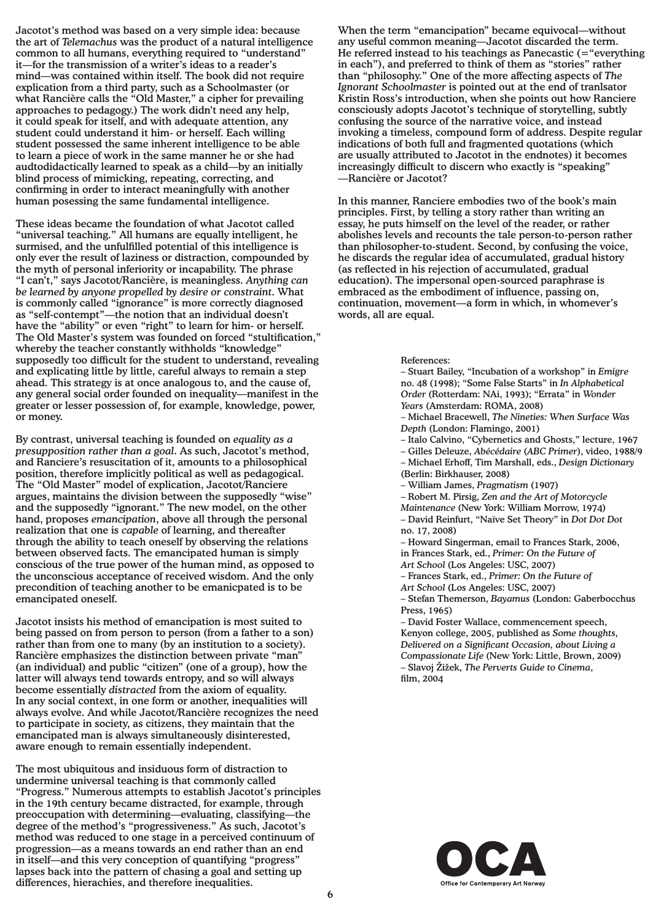Jacotot's method was based on a very simple idea: because the art of *Telemachus* was the product of a natural intelligence common to all humans, everything required to "understand" it—for the transmission of a writer's ideas to a reader's mind—was contained within itself. The book did not require explication from a third party, such as a Schoolmaster (or what Rancière calls the "Old Master," a cipher for prevailing approaches to pedagogy.) The work didn't need any help, it could speak for itself, and with adequate attention, any student could understand it him- or herself. Each willing student possessed the same inherent intelligence to be able to learn a piece of work in the same manner he or she had audtodidactically learned to speak as a child—by an initially blind process of mimicking, repeating, correcting, and confirming in order to interact meaningfully with another human posessing the same fundamental intelligence.

These ideas became the foundation of what Jacotot called "universal teaching." All humans are equally intelligent, he surmised, and the unfulfilled potential of this intelligence is only ever the result of laziness or distraction, compounded by the myth of personal inferiority or incapability. The phrase "I can't," says Jacotot/Rancière, is meaningless. *Anything can be learned by anyone propelled by desire or constraint*. What is commonly called "ignorance" is more correctly diagnosed as "self-contempt"—the notion that an individual doesn't have the "ability" or even "right" to learn for him- or herself. The Old Master's system was founded on forced "stultification," whereby the teacher constantly withholds "knowledge" supposedly too difficult for the student to understand, revealing and explicating little by little, careful always to remain a step ahead. This strategy is at once analogous to, and the cause of, any general social order founded on inequality—manifest in the greater or lesser possession of, for example, knowledge, power, or money.

By contrast, universal teaching is founded on *equality as a presupposition rather than a goal*. As such, Jacotot's method, and Ranciere's resuscitation of it, amounts to a philosophical position, therefore implicitly political as well as pedagogical. The "Old Master" model of explication, Jacotot/Ranciere argues, maintains the division between the supposedly "wise" and the supposedly "ignorant." The new model, on the other hand, proposes *emancipation*, above all through the personal realization that one is *capable* of learning, and thereafter through the ability to teach oneself by observing the relations between observed facts. The emancipated human is simply conscious of the true power of the human mind, as opposed to the unconscious acceptance of received wisdom. And the only precondition of teaching another to be emanicpated is to be emancipated oneself.

Jacotot insists his method of emancipation is most suited to being passed on from person to person (from a father to a son) rather than from one to many (by an institution to a society). Rancière emphasizes the distinction between private "man" (an individual) and public "citizen" (one of a group), how the latter will always tend towards entropy, and so will always become essentially *distracted* from the axiom of equality. In any social context, in one form or another, inequalities will always evolve. And while Jacotot/Rancière recognizes the need to participate in society, as citizens, they maintain that the emancipated man is always simultaneously disinterested, aware enough to remain essentially independent.

The most ubiquitous and insiduous form of distraction to undermine universal teaching is that commonly called "Progress." Numerous attempts to establish Jacotot's principles in the 19th century became distracted, for example, through preoccupation with determining—evaluating, classifying—the degree of the method's "progressiveness." As such, Jacotot's method was reduced to one stage in a perceived continuum of progression—as a means towards an end rather than an end in itself—and this very conception of quantifying "progress" lapses back into the pattern of chasing a goal and setting up differences, hierachies, and therefore inequalities.

When the term "emancipation" became equivocal—without any useful common meaning—Jacotot discarded the term. He referred instead to his teachings as Panecastic (="everything in each"), and preferred to think of them as "stories" rather than "philosophy." One of the more affecting aspects of *The Ignorant Schoolmaster* is pointed out at the end of tranlsator Kristin Ross's introduction, when she points out how Ranciere consciously adopts Jacotot's technique of storytelling, subtly confusing the source of the narrative voice, and instead invoking a timeless, compound form of address. Despite regular indications of both full and fragmented quotations (which are usually attributed to Jacotot in the endnotes) it becomes increasingly difficult to discern who exactly is "speaking" —Rancière or Jacotot?

In this manner, Ranciere embodies two of the book's main principles. First, by telling a story rather than writing an essay, he puts himself on the level of the reader, or rather abolishes levels and recounts the tale person-to-person rather than philosopher-to-student. Second, by confusing the voice, he discards the regular idea of accumulated, gradual history (as reflected in his rejection of accumulated, gradual education). The impersonal open-sourced paraphrase is embraced as the embodiment of influence, passing on, continuation, movement—a form in which, in whomever's words, all are equal.

References:

– Stuart Bailey, "Incubation of a workshop" in *Emigre* no. 48 (1998); "Some False Starts" in *In Alphabetical Order* (Rotterdam: NAi, 1993); "Errata" in *Wonder Years* (Amsterdam: ROMA, 2008)
– Michael Bracewell, *The Nineties: When Surface Was Depth* (London: Flamingo, 2001)
– Italo Calvino, "Cybernetics and Ghosts," lecture, 1967
– Gilles Deleuze, *Abécédaire* (*ABC Primer*), video, 1988/9
– Michael Erhoff, Tim Marshall, eds., *Design Dictionary* (Berlin: Birkhauser, 2008)
– William James, *Pragmatism* (1907)
– Robert M. Pirsig, *Zen and the Art of Motorcycle Maintenance* (New York: William Morrow, 1974)
– David Reinfurt, "Naïve Set Theory" in *Dot Dot Dot* no. 17, 2008)
– Howard Singerman, email to Frances Stark, 2006, in Frances Stark, ed., *Primer: On the Future of Art School* (Los Angeles: USC, 2007)
– Frances Stark, ed., *Primer: On the Future of Art School* (Los Angeles: USC, 2007)
– Stefan Themerson, *Bayamus* (London: Gaberbocchus Press, 1965)
– David Foster Wallace, commencement speech, Kenyon college, 2005, published as *Some thoughts, Delivered on a Significant Occasion, about Living a Compassionate Life* (New York: Little, Brown, 2009)
– Slavoj Žižek, *The Perverts Guide to Cinema*, film, 2004

OCA
Office for Contemporary Art Norway